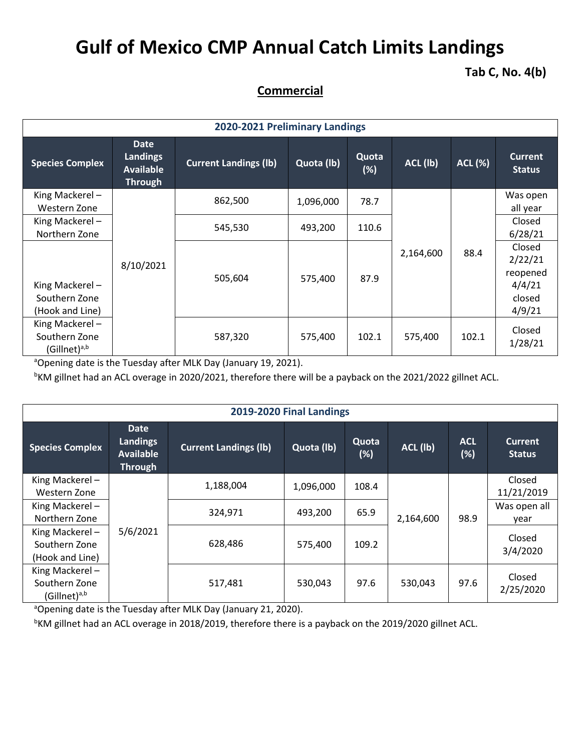# Gulf of Mexico CMP Annual Catch Limits Landings

**Tab C, No. 4(b)**

## Commercial

| 2020-2021 Preliminary Landings | | | | | | | |
|---|---|---|---|---|---|---|---|
| **Species Complex** | **Date Landings Available Through** | **Current Landings (lb)** | **Quota (lb)** | **Quota (%)** | **ACL (lb)** | **ACL (%)** | **Current Status** |
| King Mackerel – Western Zone | 8/10/2021 | 862,500 | 1,096,000 | 78.7 | 2,164,600 | 88.4 | Was open all year |
| King Mackerel – Northern Zone | | 545,530 | 493,200 | 110.6 | | | Closed 6/28/21 |
| King Mackerel – Southern Zone (Hook and Line) | | 505,604 | 575,400 | 87.9 | | | Closed 2/22/21 reopened 4/4/21 closed 4/9/21 |
| King Mackerel – Southern Zone (Gillnet)[a,b] | | 587,320 | 575,400 | 102.1 | 575,400 | 102.1 | Closed 1/28/21 |

[a]Opening date is the Tuesday after MLK Day (January 19, 2021).

[b]KM gillnet had an ACL overage in 2020/2021, therefore there will be a payback on the 2021/2022 gillnet ACL.

| 2019-2020 Final Landings | | | | | | | |
|---|---|---|---|---|---|---|---|
| **Species Complex** | **Date Landings Available Through** | **Current Landings (lb)** | **Quota (lb)** | **Quota (%)** | **ACL (lb)** | **ACL (%)** | **Current Status** |
| King Mackerel – Western Zone | 5/6/2021 | 1,188,004 | 1,096,000 | 108.4 | 2,164,600 | 98.9 | Closed 11/21/2019 |
| King Mackerel – Northern Zone | | 324,971 | 493,200 | 65.9 | | | Was open all year |
| King Mackerel – Southern Zone (Hook and Line) | | 628,486 | 575,400 | 109.2 | | | Closed 3/4/2020 |
| King Mackerel – Southern Zone (Gillnet)[a,b] | | 517,481 | 530,043 | 97.6 | 530,043 | 97.6 | Closed 2/25/2020 |

[a]Opening date is the Tuesday after MLK Day (January 21, 2020).

[b]KM gillnet had an ACL overage in 2018/2019, therefore there is a payback on the 2019/2020 gillnet ACL.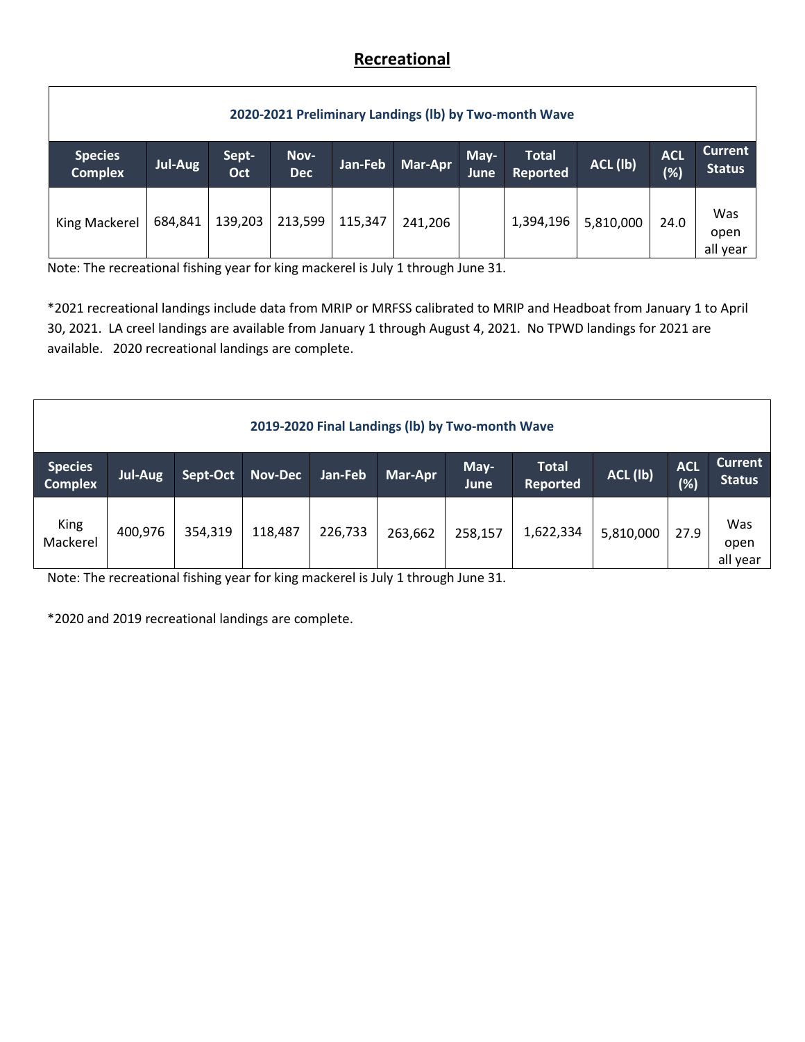## Recreational

| 2020-2021 Preliminary Landings (lb) by Two-month Wave | | | | | | | | | | |
|---|---|---|---|---|---|---|---|---|---|---|
| Species Complex | Jul-Aug | Sept-Oct | Nov-Dec | Jan-Feb | Mar-Apr | May-June | Total Reported | ACL (lb) | ACL (%) | Current Status |
| King Mackerel | 684,841 | 139,203 | 213,599 | 115,347 | 241,206 | | 1,394,196 | 5,810,000 | 24.0 | Was open all year |

Note: The recreational fishing year for king mackerel is July 1 through June 31.

*2021 recreational landings include data from MRIP or MRFSS calibrated to MRIP and Headboat from January 1 to April 30, 2021. LA creel landings are available from January 1 through August 4, 2021. No TPWD landings for 2021 are available. 2020 recreational landings are complete.

| 2019-2020 Final Landings (lb) by Two-month Wave | | | | | | | | | | |
|---|---|---|---|---|---|---|---|---|---|---|
| Species Complex | Jul-Aug | Sept-Oct | Nov-Dec | Jan-Feb | Mar-Apr | May-June | Total Reported | ACL (lb) | ACL (%) | Current Status |
| King Mackerel | 400,976 | 354,319 | 118,487 | 226,733 | 263,662 | 258,157 | 1,622,334 | 5,810,000 | 27.9 | Was open all year |

Note: The recreational fishing year for king mackerel is July 1 through June 31.

*2020 and 2019 recreational landings are complete.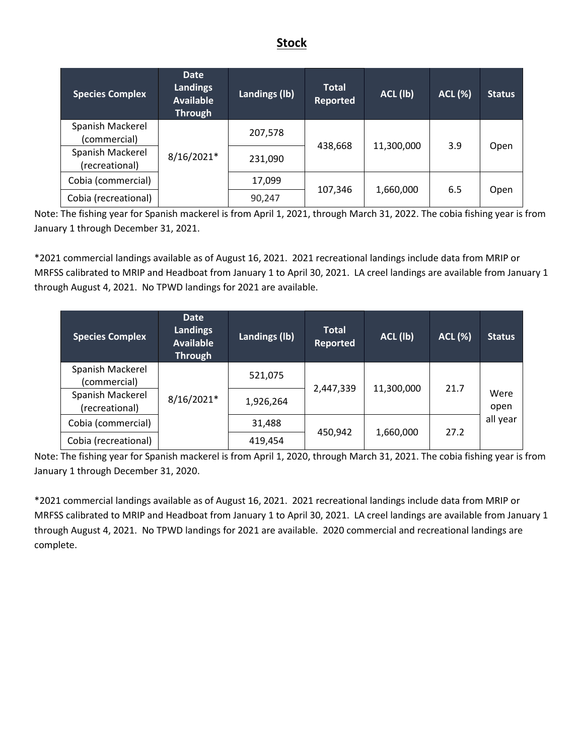## Stock

| Species Complex | Date Landings Available Through | Landings (lb) | Total Reported | ACL (lb) | ACL (%) | Status |
|---|---|---|---|---|---|---|
| Spanish Mackerel (commercial) | 8/16/2021* | 207,578 | 438,668 | 11,300,000 | 3.9 | Open |
| Spanish Mackerel (recreational) | | 231,090 | | | | |
| Cobia (commercial) | | 17,099 | 107,346 | 1,660,000 | 6.5 | Open |
| Cobia (recreational) | | 90,247 | | | | |

Note: The fishing year for Spanish mackerel is from April 1, 2021, through March 31, 2022. The cobia fishing year is from January 1 through December 31, 2021.

*2021 commercial landings available as of August 16, 2021. 2021 recreational landings include data from MRIP or MRFSS calibrated to MRIP and Headboat from January 1 to April 30, 2021. LA creel landings are available from January 1 through August 4, 2021. No TPWD landings for 2021 are available.

| Species Complex | Date Landings Available Through | Landings (lb) | Total Reported | ACL (lb) | ACL (%) | Status |
|---|---|---|---|---|---|---|
| Spanish Mackerel (commercial) | 8/16/2021* | 521,075 | 2,447,339 | 11,300,000 | 21.7 | Were open all year |
| Spanish Mackerel (recreational) | | 1,926,264 | | | | |
| Cobia (commercial) | | 31,488 | 450,942 | 1,660,000 | 27.2 | |
| Cobia (recreational) | | 419,454 | | | | |

Note: The fishing year for Spanish mackerel is from April 1, 2020, through March 31, 2021. The cobia fishing year is from January 1 through December 31, 2020.

*2021 commercial landings available as of August 16, 2021. 2021 recreational landings include data from MRIP or MRFSS calibrated to MRIP and Headboat from January 1 to April 30, 2021. LA creel landings are available from January 1 through August 4, 2021. No TPWD landings for 2021 are available. 2020 commercial and recreational landings are complete.